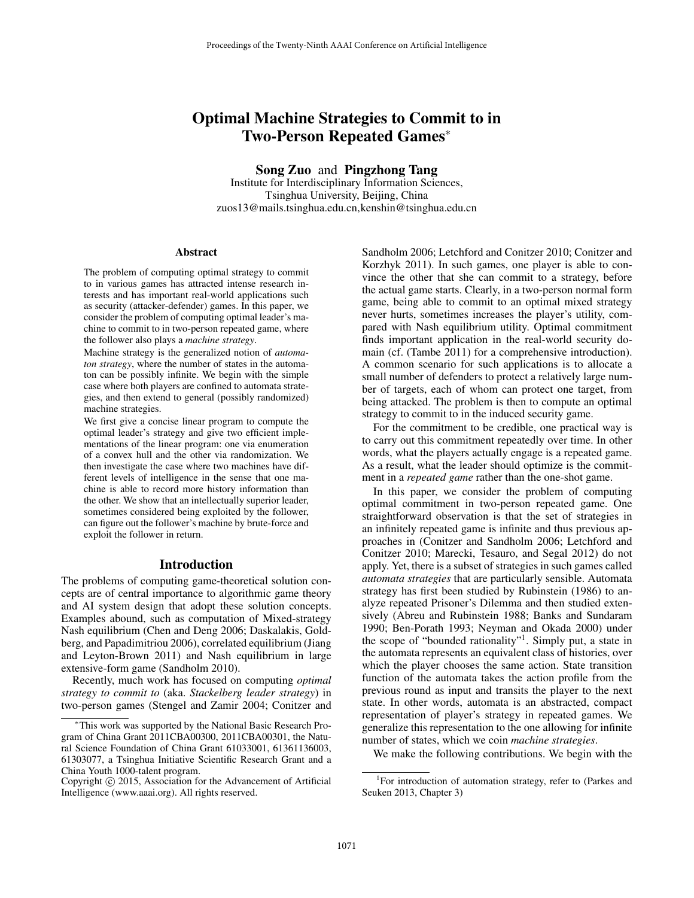# Optimal Machine Strategies to Commit to in Two-Person Repeated Games*

**Song Zuo** and **Pingzhong Tang**
Institute for Interdisciplinary Information Sciences,
Tsinghua University, Beijing, China
zuos13@mails.tsinghua.edu.cn,kenshin@tsinghua.edu.cn

## Abstract

The problem of computing optimal strategy to commit to in various games has attracted intense research interests and has important real-world applications such as security (attacker-defender) games. In this paper, we consider the problem of computing optimal leader's machine to commit to in two-person repeated game, where the follower also plays a *machine strategy*.

Machine strategy is the generalized notion of *automaton strategy*, where the number of states in the automaton can be possibly infinite. We begin with the simple case where both players are confined to automata strategies, and then extend to general (possibly randomized) machine strategies.

We first give a concise linear program to compute the optimal leader's strategy and give two efficient implementations of the linear program: one via enumeration of a convex hull and the other via randomization. We then investigate the case where two machines have different levels of intelligence in the sense that one machine is able to record more history information than the other. We show that an intellectually superior leader, sometimes considered being exploited by the follower, can figure out the follower's machine by brute-force and exploit the follower in return.

## Introduction

The problems of computing game-theoretical solution concepts are of central importance to algorithmic game theory and AI system design that adopt these solution concepts. Examples abound, such as computation of Mixed-strategy Nash equilibrium (Chen and Deng 2006; Daskalakis, Goldberg, and Papadimitriou 2006), correlated equilibrium (Jiang and Leyton-Brown 2011) and Nash equilibrium in large extensive-form game (Sandholm 2010).

Recently, much work has focused on computing *optimal strategy to commit to* (aka. *Stackelberg leader strategy*) in two-person games (Stengel and Zamir 2004; Conitzer and Sandholm 2006; Letchford and Conitzer 2010; Conitzer and Korzhyk 2011). In such games, one player is able to convince the other that she can commit to a strategy, before the actual game starts. Clearly, in a two-person normal form game, being able to commit to an optimal mixed strategy never hurts, sometimes increases the player's utility, compared with Nash equilibrium utility. Optimal commitment finds important application in the real-world security domain (cf. (Tambe 2011) for a comprehensive introduction). A common scenario for such applications is to allocate a small number of defenders to protect a relatively large number of targets, each of whom can protect one target, from being attacked. The problem is then to compute an optimal strategy to commit to in the induced security game.

For the commitment to be credible, one practical way is to carry out this commitment repeatedly over time. In other words, what the players actually engage is a repeated game. As a result, what the leader should optimize is the commitment in a *repeated game* rather than the one-shot game.

In this paper, we consider the problem of computing optimal commitment in two-person repeated game. One straightforward observation is that the set of strategies in an infinitely repeated game is infinite and thus previous approaches in (Conitzer and Sandholm 2006; Letchford and Conitzer 2010; Marecki, Tesauro, and Segal 2012) do not apply. Yet, there is a subset of strategies in such games called *automata strategies* that are particularly sensible. Automata strategy has first been studied by Rubinstein (1986) to analyze repeated Prisoner's Dilemma and then studied extensively (Abreu and Rubinstein 1988; Banks and Sundaram 1990; Ben-Porath 1993; Neyman and Okada 2000) under the scope of "bounded rationality"[1]. Simply put, a state in the automata represents an equivalent class of histories, over which the player chooses the same action. State transition function of the automata takes the action profile from the previous round as input and transits the player to the next state. In other words, automata is an abstracted, compact representation of player's strategy in repeated games. We generalize this representation to the one allowing for infinite number of states, which we coin *machine strategies*.

We make the following contributions. We begin with the

---

*This work was supported by the National Basic Research Program of China Grant 2011CBA00300, 2011CBA00301, the Natural Science Foundation of China Grant 61033001, 61361136003, 61303077, a Tsinghua Initiative Scientific Research Grant and a China Youth 1000-talent program.

Copyright © 2015, Association for the Advancement of Artificial Intelligence (www.aaai.org). All rights reserved.

[1]For introduction of automation strategy, refer to (Parkes and Seuken 2013, Chapter 3)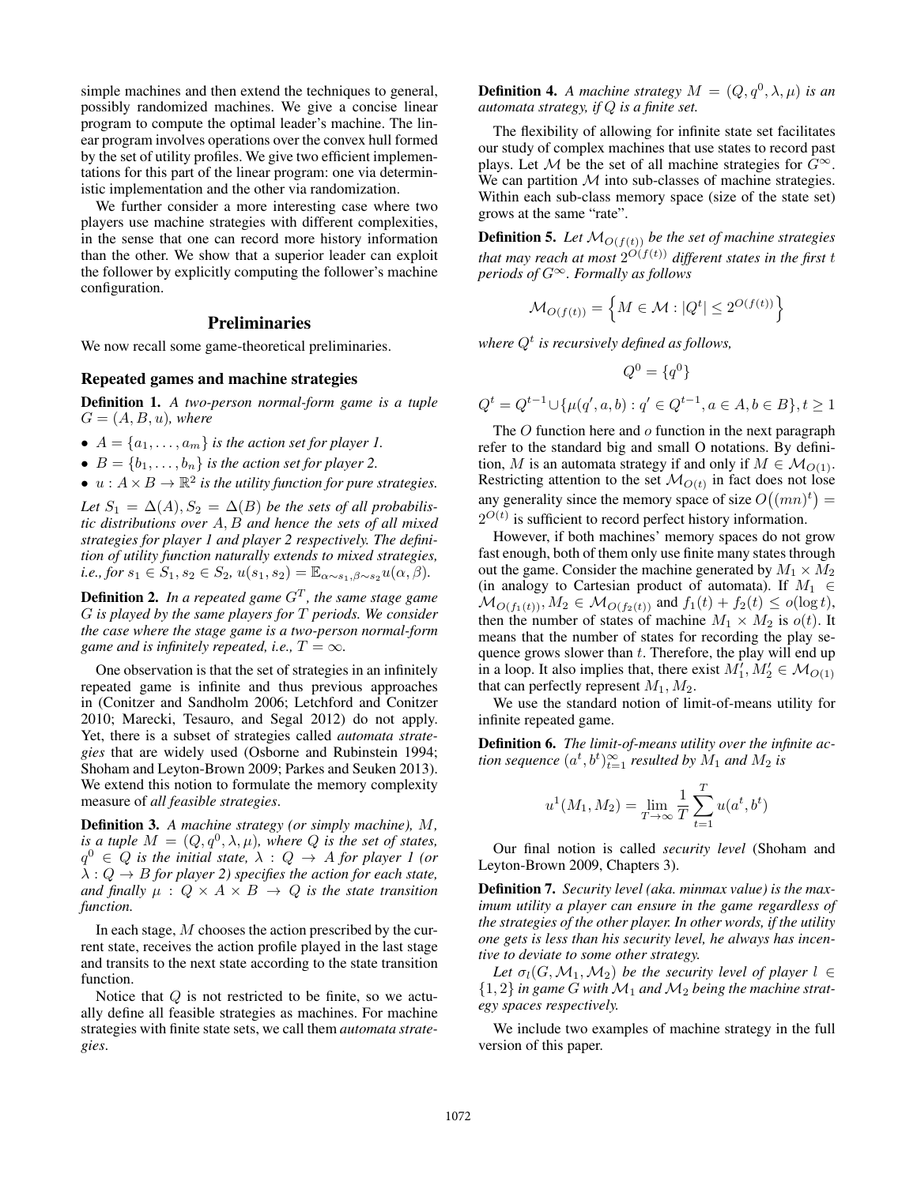simple machines and then extend the techniques to general, possibly randomized machines. We give a concise linear program to compute the optimal leader's machine. The linear program involves operations over the convex hull formed by the set of utility profiles. We give two efficient implementations for this part of the linear program: one via deterministic implementation and the other via randomization.

We further consider a more interesting case where two players use machine strategies with different complexities, in the sense that one can record more history information than the other. We show that a superior leader can exploit the follower by explicitly computing the follower's machine configuration.

## Preliminaries

We now recall some game-theoretical preliminaries.

### Repeated games and machine strategies

**Definition 1.** *A two-person normal-form game is a tuple $G = (A, B, u)$, where*

- $A = \{a_1, \dots, a_m\}$ *is the action set for player 1.*
- $B = \{b_1, \dots, b_n\}$ *is the action set for player 2.*
- $u : A \times B \to \mathbb{R}^2$ *is the utility function for pure strategies.*

*Let $S_1 = \Delta(A), S_2 = \Delta(B)$ be the sets of all probabilistic distributions over $A, B$ and hence the sets of all mixed strategies for player 1 and player 2 respectively. The definition of utility function naturally extends to mixed strategies, i.e., for $s_1 \in S_1, s_2 \in S_2$, $u(s_1, s_2) = \mathbb{E}_{\alpha \sim s_1, \beta \sim s_2} u(\alpha, \beta)$.*

**Definition 2.** *In a repeated game $G^T$, the same stage game $G$ is played by the same players for $T$ periods. We consider the case where the stage game is a two-person normal-form game and is infinitely repeated, i.e., $T = \infty$.*

One observation is that the set of strategies in an infinitely repeated game is infinite and thus previous approaches in (Conitzer and Sandholm 2006; Letchford and Conitzer 2010; Marecki, Tesauro, and Segal 2012) do not apply. Yet, there is a subset of strategies called *automata strategies* that are widely used (Osborne and Rubinstein 1994; Shoham and Leyton-Brown 2009; Parkes and Seuken 2013). We extend this notion to formulate the memory complexity measure of *all feasible strategies*.

**Definition 3.** *A machine strategy (or simply machine), $M$, is a tuple $M = (Q, q^0, \lambda, \mu)$, where $Q$ is the set of states, $q^0 \in Q$ is the initial state, $\lambda : Q \to A$ for player 1 (or $\lambda : Q \to B$ for player 2) specifies the action for each state, and finally $\mu : Q \times A \times B \to Q$ is the state transition function.*

In each stage, $M$ chooses the action prescribed by the current state, receives the action profile played in the last stage and transits to the next state according to the state transition function.

Notice that $Q$ is not restricted to be finite, so we actually define all feasible strategies as machines. For machine strategies with finite state sets, we call them *automata strategies*.

**Definition 4.** *A machine strategy $M = (Q, q^0, \lambda, \mu)$ is an automata strategy, if $Q$ is a finite set.*

The flexibility of allowing for infinite state set facilitates our study of complex machines that use states to record past plays. Let $\mathcal{M}$ be the set of all machine strategies for $G^\infty$. We can partition $\mathcal{M}$ into sub-classes of machine strategies. Within each sub-class memory space (size of the state set) grows at the same "rate".

**Definition 5.** *Let $\mathcal{M}_{O(f(t))}$ be the set of machine strategies that may reach at most $2^{O(f(t))}$ different states in the first $t$ periods of $G^\infty$. Formally as follows*

$$\mathcal{M}_{O(f(t))} = \left\{ M \in \mathcal{M} : |Q^t| \le 2^{O(f(t))} \right\}$$

*where $Q^t$ is recursively defined as follows,*

$$Q^0 = \{q^0\}$$

$$Q^t = Q^{t-1} \cup \{\mu(q', a, b) : q' \in Q^{t-1}, a \in A, b \in B\}, t \ge 1$$

The $O$ function here and $o$ function in the next paragraph refer to the standard big and small O notations. By definition, $M$ is an automata strategy if and only if $M \in \mathcal{M}_{O(1)}$. Restricting attention to the set $\mathcal{M}_{O(t)}$ in fact does not lose any generality since the memory space of size $O\big((mn)^t\big) = 2^{O(t)}$ is sufficient to record perfect history information.

However, if both machines' memory spaces do not grow fast enough, both of them only use finite many states through out the game. Consider the machine generated by $M_1 \times M_2$ (in analogy to Cartesian product of automata). If $M_1 \in \mathcal{M}_{O(f_1(t))}, M_2 \in \mathcal{M}_{O(f_2(t))}$ and $f_1(t) + f_2(t) \le o(\log t)$, then the number of states of machine $M_1 \times M_2$ is $o(t)$. It means that the number of states for recording the play sequence grows slower than $t$. Therefore, the play will end up in a loop. It also implies that, there exist $M_1', M_2' \in \mathcal{M}_{O(1)}$ that can perfectly represent $M_1, M_2$.

We use the standard notion of limit-of-means utility for infinite repeated game.

**Definition 6.** *The limit-of-means utility over the infinite action sequence $(a^t, b^t)_{t=1}^\infty$ resulted by $M_1$ and $M_2$ is*

$$u^1(M_1, M_2) = \lim_{T \to \infty} \frac{1}{T} \sum_{t=1}^{T} u(a^t, b^t)$$

Our final notion is called *security level* (Shoham and Leyton-Brown 2009, Chapters 3).

**Definition 7.** *Security level (aka. minmax value) is the maximum utility a player can ensure in the game regardless of the strategies of the other player. In other words, if the utility one gets is less than his security level, he always has incentive to deviate to some other strategy.*

*Let $\sigma_l(G, \mathcal{M}_1, \mathcal{M}_2)$ be the security level of player $l \in \{1, 2\}$ in game $G$ with $\mathcal{M}_1$ and $\mathcal{M}_2$ being the machine strategy spaces respectively.*

We include two examples of machine strategy in the full version of this paper.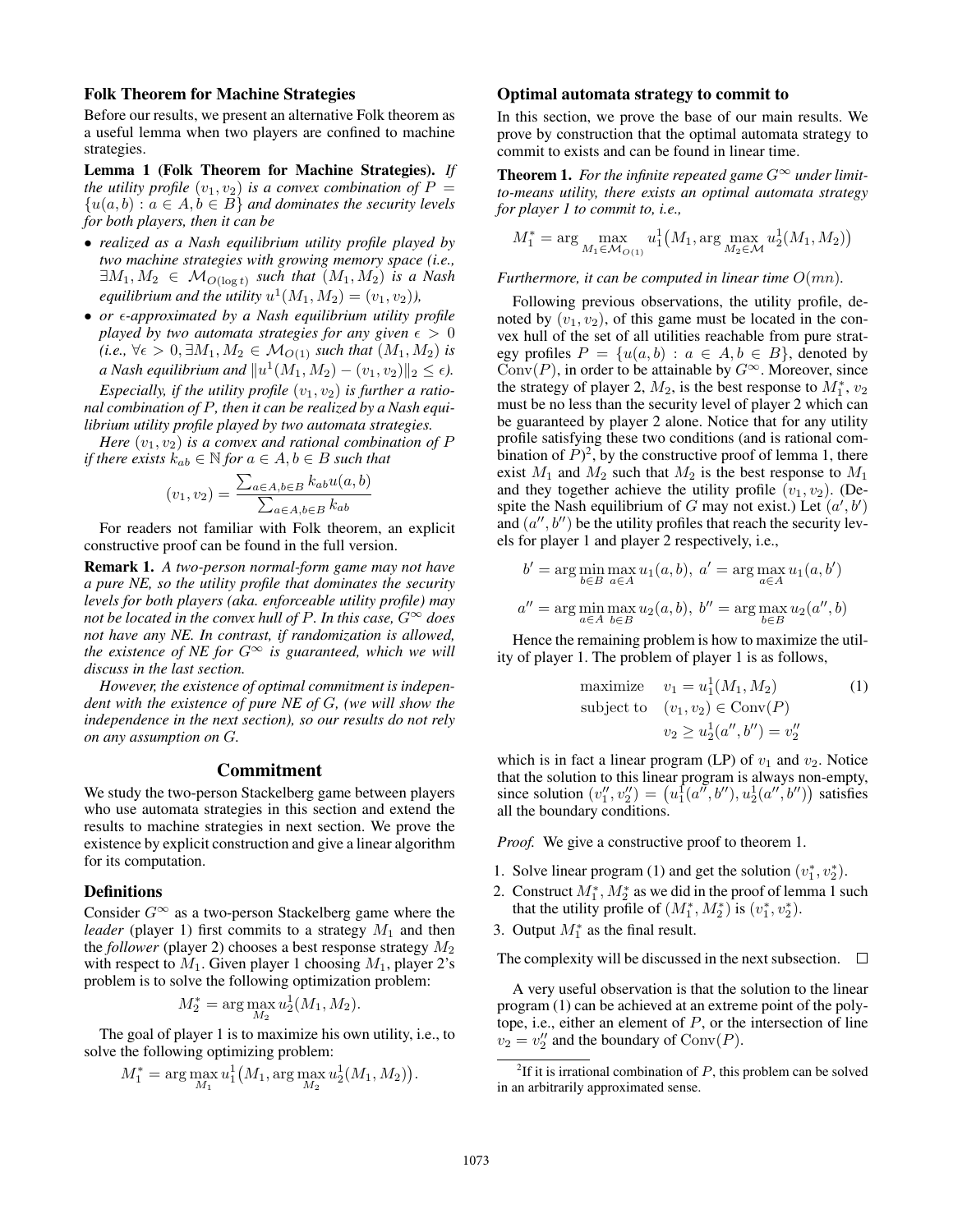### Folk Theorem for Machine Strategies

Before our results, we present an alternative Folk theorem as a useful lemma when two players are confined to machine strategies.

**Lemma 1 (Folk Theorem for Machine Strategies).** *If the utility profile $(v_1, v_2)$ is a convex combination of $P = \{u(a,b) : a \in A, b \in B\}$ and dominates the security levels for both players, then it can be*

- *realized as a Nash equilibrium utility profile played by two machine strategies with growing memory space (i.e., $\exists M_1, M_2 \in \mathcal{M}_{O(\log t)}$ such that $(M_1, M_2)$ is a Nash equilibrium and the utility $u^1(M_1, M_2) = (v_1, v_2)$),*
- *or $\epsilon$-approximated by a Nash equilibrium utility profile played by two automata strategies for any given $\epsilon > 0$ (i.e., $\forall \epsilon > 0, \exists M_1, M_2 \in \mathcal{M}_{O(1)}$ such that $(M_1, M_2)$ is a Nash equilibrium and $\|u^1(M_1, M_2) - (v_1, v_2)\|_2 \leq \epsilon$).*

*Especially, if the utility profile $(v_1, v_2)$ is further a rational combination of $P$, then it can be realized by a Nash equilibrium utility profile played by two automata strategies.*

*Here $(v_1, v_2)$ is a convex and rational combination of $P$ if there exists $k_{ab} \in \mathbb{N}$ for $a \in A, b \in B$ such that*

$$(v_1, v_2) = \frac{\sum_{a \in A, b \in B} k_{ab} u(a,b)}{\sum_{a \in A, b \in B} k_{ab}}$$

For readers not familiar with Folk theorem, an explicit constructive proof can be found in the full version.

**Remark 1.** *A two-person normal-form game may not have a pure NE, so the utility profile that dominates the security levels for both players (aka. enforceable utility profile) may not be located in the convex hull of $P$. In this case, $G^\infty$ does not have any NE. In contrast, if randomization is allowed, the existence of NE for $G^\infty$ is guaranteed, which we will discuss in the last section.*

*However, the existence of optimal commitment is independent with the existence of pure NE of $G$, (we will show the independence in the next section), so our results do not rely on any assumption on $G$.*

## Commitment

We study the two-person Stackelberg game between players who use automata strategies in this section and extend the results to machine strategies in next section. We prove the existence by explicit construction and give a linear algorithm for its computation.

### Definitions

Consider $G^\infty$ as a two-person Stackelberg game where the *leader* (player 1) first commits to a strategy $M_1$ and then the *follower* (player 2) chooses a best response strategy $M_2$ with respect to $M_1$. Given player 1 choosing $M_1$, player 2's problem is to solve the following optimization problem:

$$M_2^* = \arg\max_{M_2} u_2^1(M_1, M_2).$$

The goal of player 1 is to maximize his own utility, i.e., to solve the following optimizing problem:

$$M_1^* = \arg\max_{M_1} u_1^1\big(M_1, \arg\max_{M_2} u_2^1(M_1, M_2)\big).$$

### Optimal automata strategy to commit to

In this section, we prove the base of our main results. We prove by construction that the optimal automata strategy to commit to exists and can be found in linear time.

**Theorem 1.** *For the infinite repeated game $G^\infty$ under limit-to-means utility, there exists an optimal automata strategy for player 1 to commit to, i.e.,*

$$M_1^* = \arg\max_{M_1 \in \mathcal{M}_{O(1)}} u_1^1\big(M_1, \arg\max_{M_2 \in \mathcal{M}} u_2^1(M_1, M_2)\big)$$

*Furthermore, it can be computed in linear time $O(mn)$.*

Following previous observations, the utility profile, denoted by $(v_1, v_2)$, of this game must be located in the convex hull of the set of all utilities reachable from pure strategy profiles $P = \{u(a,b) : a \in A, b \in B\}$, denoted by $\text{Conv}(P)$, in order to be attainable by $G^\infty$. Moreover, since the strategy of player 2, $M_2$, is the best response to $M_1^*$, $v_2$ must be no less than the security level of player 2 which can be guaranteed by player 2 alone. Notice that for any utility profile satisfying these two conditions (and is rational combination of $P$)[2], by the constructive proof of lemma 1, there exist $M_1$ and $M_2$ such that $M_2$ is the best response to $M_1$ and they together achieve the utility profile $(v_1, v_2)$. (Despite the Nash equilibrium of $G$ may not exist.) Let $(a', b')$ and $(a'', b'')$ be the utility profiles that reach the security levels for player 1 and player 2 respectively, i.e.,

$$b' = \arg\min_{b \in B} \max_{a \in A} u_1(a,b),\ a' = \arg\max_{a \in A} u_1(a, b')$$

$$a'' = \arg\min_{a \in A} \max_{b \in B} u_2(a,b),\ b'' = \arg\max_{b \in B} u_2(a'', b)$$

Hence the remaining problem is how to maximize the utility of player 1. The problem of player 1 is as follows,

$$\begin{aligned} \text{maximize} \quad & v_1 = u_1^1(M_1, M_2) \\ \text{subject to} \quad & (v_1, v_2) \in \text{Conv}(P) \\ & v_2 \geq u_2^1(a'', b'') = v_2'' \end{aligned} \tag{1}$$

which is in fact a linear program (LP) of $v_1$ and $v_2$. Notice that the solution to this linear program is always non-empty, since solution $(v_1'', v_2'') = \big(u_1^1(a'', b''), u_2^1(a'', b'')\big)$ satisfies all the boundary conditions.

*Proof.* We give a constructive proof to theorem 1.

1. Solve linear program (1) and get the solution $(v_1^*, v_2^*)$.
2. Construct $M_1^*, M_2^*$ as we did in the proof of lemma 1 such that the utility profile of $(M_1^*, M_2^*)$ is $(v_1^*, v_2^*)$.
3. Output $M_1^*$ as the final result.

The complexity will be discussed in the next subsection. □

A very useful observation is that the solution to the linear program (1) can be achieved at an extreme point of the polytope, i.e., either an element of $P$, or the intersection of line $v_2 = v_2''$ and the boundary of $\text{Conv}(P)$.

[2] If it is irrational combination of $P$, this problem can be solved in an arbitrarily approximated sense.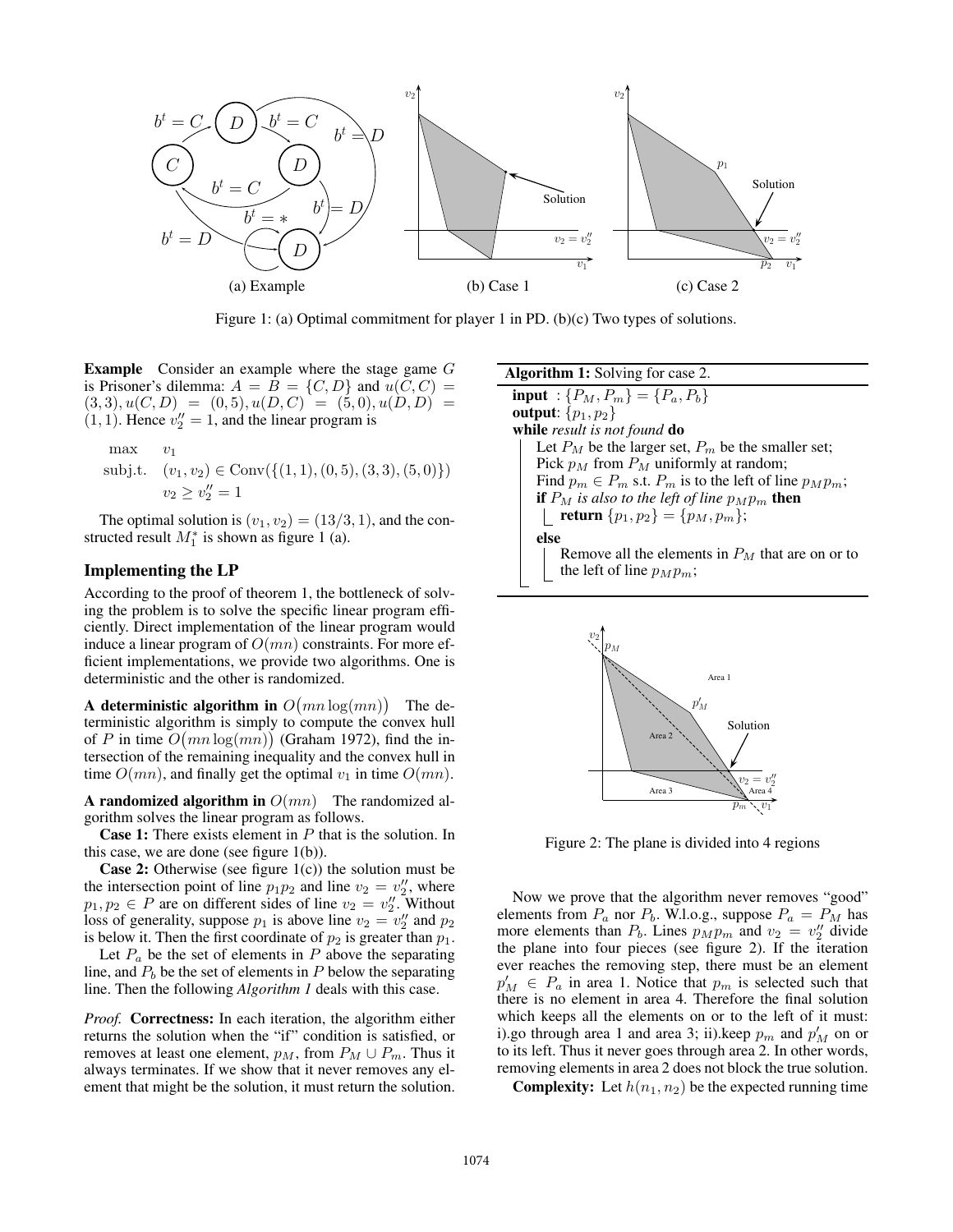Figure 1: (a) Optimal commitment for player 1 in PD. (b)(c) Two types of solutions.

**Example** Consider an example where the stage game $G$ is Prisoner's dilemma: $A = B = \{C, D\}$ and $u(C, C) = (3, 3), u(C, D) = (0, 5), u(D, C) = (5, 0), u(D, D) = (1, 1)$. Hence $v_2'' = 1$, and the linear program is

$$\begin{aligned} \max \quad & v_1 \\ \text{subj.t.} \quad & (v_1, v_2) \in \text{Conv}(\{(1,1),(0,5),(3,3),(5,0)\}) \\ & v_2 \geq v_2'' = 1 \end{aligned}$$

The optimal solution is $(v_1, v_2) = (13/3, 1)$, and the constructed result $M_1^*$ is shown as figure 1 (a).

## Implementing the LP

According to the proof of theorem 1, the bottleneck of solving the problem is to solve the specific linear program efficiently. Direct implementation of the linear program would induce a linear program of $O(mn)$ constraints. For more efficient implementations, we provide two algorithms. One is deterministic and the other is randomized.

**A deterministic algorithm in $O(mn \log(mn))$** The deterministic algorithm is simply to compute the convex hull of $P$ in time $O(mn \log(mn))$ (Graham 1972), find the intersection of the remaining inequality and the convex hull in time $O(mn)$, and finally get the optimal $v_1$ in time $O(mn)$.

**A randomized algorithm in $O(mn)$** The randomized algorithm solves the linear program as follows.

**Case 1:** There exists element in $P$ that is the solution. In this case, we are done (see figure 1(b)).

**Case 2:** Otherwise (see figure 1(c)) the solution must be the intersection point of line $p_1p_2$ and line $v_2 = v_2''$, where $p_1, p_2 \in P$ are on different sides of line $v_2 = v_2''$. Without loss of generality, suppose $p_1$ is above line $v_2 = v_2''$ and $p_2$ is below it. Then the first coordinate of $p_2$ is greater than $p_1$.

Let $P_a$ be the set of elements in $P$ above the separating line, and $P_b$ be the set of elements in $P$ below the separating line. Then the following *Algorithm 1* deals with this case.

*Proof.* **Correctness:** In each iteration, the algorithm either returns the solution when the "if" condition is satisfied, or removes at least one element, $p_M$, from $P_M \cup P_m$. Thus it always terminates. If we show that it never removes any element that might be the solution, it must return the solution.

**Algorithm 1:** Solving for case 2.

```
input : {P_M, P_m} = {P_a, P_b}
output: {p_1, p_2}
while result is not found do
    Let P_M be the larger set, P_m be the smaller set;
    Pick p_M from P_M uniformly at random;
    Find p_m ∈ P_m s.t. P_m is to the left of line p_M p_m;
    if P_M is also to the left of line p_M p_m then
        return {p_1, p_2} = {p_M, p_m};
    else
        Remove all the elements in P_M that are on or to
        the left of line p_M p_m;
```

Figure 2: The plane is divided into 4 regions

Now we prove that the algorithm never removes "good" elements from $P_a$ nor $P_b$. W.l.o.g., suppose $P_a = P_M$ has more elements than $P_b$. Lines $p_Mp_m$ and $v_2 = v_2''$ divide the plane into four pieces (see figure 2). If the iteration ever reaches the removing step, there must be an element $p_M' \in P_a$ in area 1. Notice that $p_m$ is selected such that there is no element in area 4. Therefore the final solution which keeps all the elements on or to the left of it must: i).go through area 1 and area 3; ii).keep $p_m$ and $p_M'$ on or to its left. Thus it never goes through area 2. In other words, removing elements in area 2 does not block the true solution.

**Complexity:** Let $h(n_1, n_2)$ be the expected running time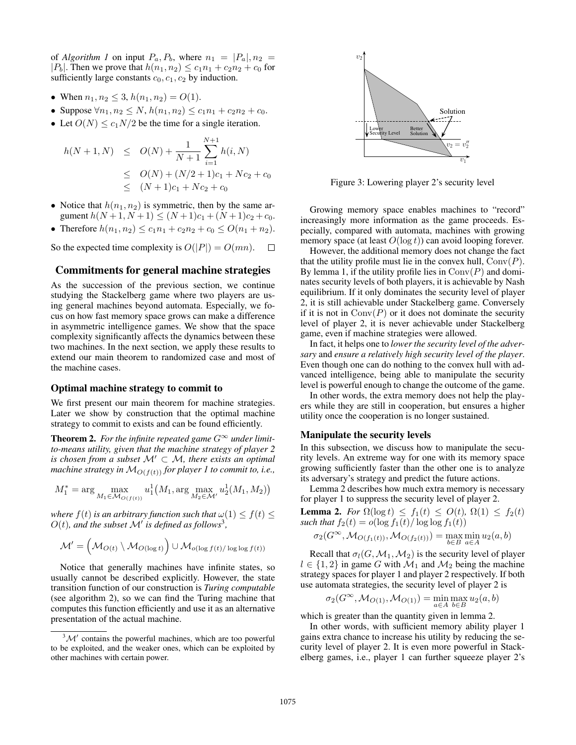of *Algorithm 1* on input $P_a, P_b$, where $n_1 = |P_a|, n_2 = |P_b|$. Then we prove that $h(n_1, n_2) \leq c_1 n_1 + c_2 n_2 + c_0$ for sufficiently large constants $c_0, c_1, c_2$ by induction.

- When $n_1, n_2 \leq 3$, $h(n_1, n_2) = O(1)$.
- Suppose $\forall n_1, n_2 \leq N$, $h(n_1, n_2) \leq c_1 n_1 + c_2 n_2 + c_0$.
- Let $O(N) \leq c_1 N/2$ be the time for a single iteration.

$$
\begin{aligned}
h(N+1, N) &\leq O(N) + \frac{1}{N+1} \sum_{i=1}^{N+1} h(i, N) \\
&\leq O(N) + (N/2+1)c_1 + Nc_2 + c_0 \\
&\leq (N+1)c_1 + Nc_2 + c_0
\end{aligned}
$$

- Notice that $h(n_1, n_2)$ is symmetric, then by the same argument $h(N+1, N+1) \leq (N+1)c_1 + (N+1)c_2 + c_0$.
- Therefore $h(n_1, n_2) \leq c_1 n_1 + c_2 n_2 + c_0 \leq O(n_1 + n_2)$.

So the expected time complexity is $O(|P|) = O(mn)$. □

## Commitments for general machine strategies

As the succession of the previous section, we continue studying the Stackelberg game where two players are using general machines beyond automata. Especially, we focus on how fast memory space grows can make a difference in asymmetric intelligence games. We show that the space complexity significantly affects the dynamics between these two machines. In the next section, we apply these results to extend our main theorem to randomized case and most of the machine cases.

### Optimal machine strategy to commit to

We first present our main theorem for machine strategies. Later we show by construction that the optimal machine strategy to commit to exists and can be found efficiently.

**Theorem 2.** *For the infinite repeated game $G^\infty$ under limit-to-means utility, given that the machine strategy of player 2 is chosen from a subset $\mathcal{M}' \subset \mathcal{M}$, there exists an optimal machine strategy in $\mathcal{M}_{O(f(t))}$ for player 1 to commit to, i.e.,*

$$M_1^* = \arg \max_{M_1 \in \mathcal{M}_{O(f(t))}} u_1^1\big(M_1, \arg \max_{M_2 \in \mathcal{M}'} u_2^1(M_1, M_2)\big)$$

*where $f(t)$ is an arbitrary function such that $\omega(1) \leq f(t) \leq O(t)$, and the subset $\mathcal{M}'$ is defined as follows*[3]*,*

$$\mathcal{M}' = \Big(\mathcal{M}_{O(t)} \setminus \mathcal{M}_{O(\log t)}\Big) \cup \mathcal{M}_{o(\log f(t)/\log\log f(t))}$$

Notice that generally machines have infinite states, so usually cannot be described explicitly. However, the state transition function of our construction is *Turing computable* (see algorithm 2), so we can find the Turing machine that computes this function efficiently and use it as an alternative presentation of the actual machine.

[3] $\mathcal{M}'$ contains the powerful machines, which are too powerful to be exploited, and the weaker ones, which can be exploited by other machines with certain power.

Figure 3: Lowering player 2's security level

Growing memory space enables machines to "record" increasingly more information as the game proceeds. Especially, compared with automata, machines with growing memory space (at least $O(\log t)$) can avoid looping forever.

However, the additional memory does not change the fact that the utility profile must lie in the convex hull, $\mathrm{Conv}(P)$. By lemma 1, if the utility profile lies in $\mathrm{Conv}(P)$ and dominates security levels of both players, it is achievable by Nash equilibrium. If it only dominates the security level of player 2, it is still achievable under Stackelberg game. Conversely if it is not in $\mathrm{Conv}(P)$ or it does not dominate the security level of player 2, it is never achievable under Stackelberg game, even if machine strategies were allowed.

In fact, it helps one to *lower the security level of the adversary* and *ensure a relatively high security level of the player*. Even though one can do nothing to the convex hull with advanced intelligence, being able to manipulate the security level is powerful enough to change the outcome of the game.

In other words, the extra memory does not help the players while they are still in cooperation, but ensures a higher utility once the cooperation is no longer sustained.

### Manipulate the security levels

In this subsection, we discuss how to manipulate the security levels. An extreme way for one with its memory space growing sufficiently faster than the other one is to analyze its adversary's strategy and predict the future actions.

Lemma 2 describes how much extra memory is necessary for player 1 to suppress the security level of player 2.

**Lemma 2.** *For $\Omega(\log t) \leq f_1(t) \leq O(t)$, $\Omega(1) \leq f_2(t)$ such that $f_2(t) = o(\log f_1(t)/\log\log f_1(t))$*

$$\sigma_2(G^\infty, \mathcal{M}_{O(f_1(t))}, \mathcal{M}_{O(f_2(t))}) = \max_{b \in B} \min_{a \in A} u_2(a, b)$$

Recall that $\sigma_l(G, \mathcal{M}_1, \mathcal{M}_2)$ is the security level of player $l \in \{1, 2\}$ in game $G$ with $\mathcal{M}_1$ and $\mathcal{M}_2$ being the machine strategy spaces for player 1 and player 2 respectively. If both use automata strategies, the security level of player 2 is

$$\sigma_2(G^\infty, \mathcal{M}_{O(1)}, \mathcal{M}_{O(1)}) = \min_{a \in A} \max_{b \in B} u_2(a, b)$$

which is greater than the quantity given in lemma 2.

In other words, with sufficient memory ability player 1 gains extra chance to increase his utility by reducing the security level of player 2. It is even more powerful in Stackelberg games, i.e., player 1 can further squeeze player 2's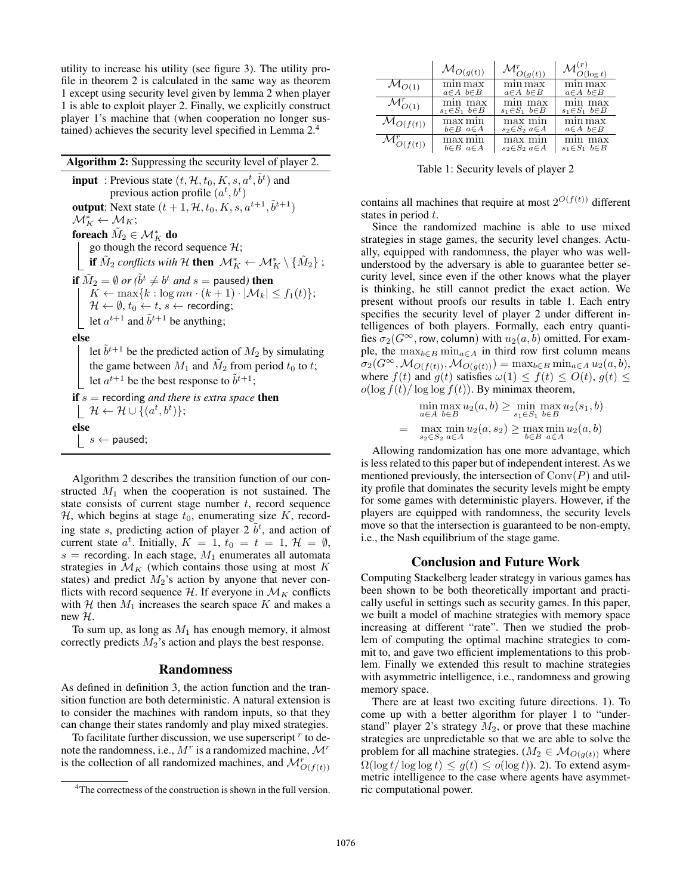utility to increase his utility (see figure 3). The utility profile in theorem 2 is calculated in the same way as theorem 1 except using security level given by lemma 2 when player 1 is able to exploit player 2. Finally, we explicitly construct player 1's machine that (when cooperation no longer sustained) achieves the security level specified in Lemma 2.[4]

**Algorithm 2:** Suppressing the security level of player 2.

```
input : Previous state (t, H, t_0, K, s, a^t, b̃^t) and
        previous action profile (a^t, b^t)
output: Next state (t+1, H, t_0, K, s, a^{t+1}, b̃^{t+1})
M*_K ← M_K;
foreach M̃_2 ∈ M*_K do
    go though the record sequence H;
    if M̃_2 conflicts with H then M*_K ← M*_K \ {M̃_2};
if M̃_2 = ∅ or (b̃^t ≠ b^t and s = paused) then
    K ← max{k : log mn · (k+1) · |M_k| ≤ f_1(t)};
    H ← ∅, t_0 ← t, s ← recording;
    let a^{t+1} and b̃^{t+1} be anything;
else
    let b̃^{t+1} be the predicted action of M_2 by simulating
    the game between M_1 and M̃_2 from period t_0 to t;
    let a^{t+1} be the best response to b̃^{t+1};
if s = recording and there is extra space then
    H ← H ∪ {(a^t, b^t)};
else
    s ← paused;
```

Algorithm 2 describes the transition function of our constructed $M_1$ when the cooperation is not sustained. The state consists of current stage number $t$, record sequence $\mathcal{H}$, which begins at stage $t_0$, enumerating size $K$, recording state $s$, predicting action of player 2 $\tilde{b}^t$, and action of current state $a^t$. Initially, $K = 1$, $t_0 = t = 1$, $\mathcal{H} = \emptyset$, $s =$ recording. In each stage, $M_1$ enumerates all automata strategies in $\mathcal{M}_K$ (which contains those using at most $K$ states) and predict $M_2$'s action by anyone that never conflicts with record sequence $\mathcal{H}$. If everyone in $\mathcal{M}_K$ conflicts with $\mathcal{H}$ then $M_1$ increases the search space $K$ and makes a new $\mathcal{H}$.

To sum up, as long as $M_1$ has enough memory, it almost correctly predicts $M_2$'s action and plays the best response.

## Randomness

As defined in definition 3, the action function and the transition function are both deterministic. A natural extension is to consider the machines with random inputs, so that they can change their states randomly and play mixed strategies.

To facilitate further discussion, we use superscript $^r$ to denote the randomness, i.e., $M^r$ is a randomized machine, $\mathcal{M}^r$ is the collection of all randomized machines, and $\mathcal{M}^r_{O(f(t))}$ contains all machines that require at most $2^{O(f(t))}$ different states in period $t$.

|  | $\mathcal{M}_{O(g(t))}$ | $\mathcal{M}^r_{O(g(t))}$ | $\mathcal{M}^{(r)}_{O(\log t)}$ |
|---|---|---|---|
| $\mathcal{M}_{O(1)}$ | $\min_{a\in A}\max_{b\in B}$ | $\min_{a\in A}\max_{b\in B}$ | $\min_{a\in A}\max_{b\in B}$ |
| $\mathcal{M}^r_{O(1)}$ | $\min_{s_1\in S_1}\max_{b\in B}$ | $\min_{s_1\in S_1}\max_{b\in B}$ | $\min_{s_1\in S_1}\max_{b\in B}$ |
| $\mathcal{M}_{O(f(t))}$ | $\max_{b\in B}\min_{a\in A}$ | $\max_{s_2\in S_2}\min_{a\in A}$ | $\min_{a\in A}\max_{b\in B}$ |
| $\mathcal{M}^r_{O(f(t))}$ | $\max_{b\in B}\min_{a\in A}$ | $\max_{s_2\in S_2}\min_{a\in A}$ | $\min_{s_1\in S_1}\max_{b\in B}$ |

Table 1: Security levels of player 2

Since the randomized machine is able to use mixed strategies in stage games, the security level changes. Actually, equipped with randomness, the player who was well-understood by the adversary is able to guarantee better security level, since even if the other knows what the player is thinking, he still cannot predict the exact action. We present without proofs our results in table 1. Each entry specifies the security level of player 2 under different intelligences of both players. Formally, each entry quantifies $\sigma_2(G^\infty, \text{row}, \text{column})$ with $u_2(a, b)$ omitted. For example, the $\max_{b\in B}\min_{a\in A}$ in third row first column means $\sigma_2(G^\infty, \mathcal{M}_{O(f(t))}, \mathcal{M}_{O(g(t))}) = \max_{b\in B}\min_{a\in A} u_2(a, b)$, where $f(t)$ and $g(t)$ satisfies $\omega(1) \leq f(t) \leq O(t)$, $g(t) \leq o(\log f(t)/\log\log f(t))$. By minimax theorem,

$$\min_{a\in A}\max_{b\in B} u_2(a,b) \geq \min_{s_1\in S_1}\max_{b\in B} u_2(s_1,b)$$
$$= \max_{s_2\in S_2}\min_{a\in A} u_2(a,s_2) \geq \max_{b\in B}\min_{a\in A} u_2(a,b)$$

Allowing randomization has one more advantage, which is less related to this paper but of independent interest. As we mentioned previously, the intersection of $\mathrm{Conv}(P)$ and utility profile that dominates the security levels might be empty for some games with deterministic players. However, if the players are equipped with randomness, the security levels move so that the intersection is guaranteed to be non-empty, i.e., the Nash equilibrium of the stage game.

## Conclusion and Future Work

Computing Stackelberg leader strategy in various games has been shown to be both theoretically important and practically useful in settings such as security games. In this paper, we built a model of machine strategies with memory space increasing at different "rate". Then we studied the problem of computing the optimal machine strategies to commit to, and gave two efficient implementations to this problem. Finally we extended this result to machine strategies with asymmetric intelligence, i.e., randomness and growing memory space.

There are at least two exciting future directions. 1). To come up with a better algorithm for player 1 to "understand" player 2's strategy $M_2$, or prove that these machine strategies are unpredictable so that we are able to solve the problem for all machine strategies. ($M_2 \in \mathcal{M}_{O(g(t))}$ where $\Omega(\log t/\log\log t) \leq g(t) \leq o(\log t)$). 2). To extend asymmetric intelligence to the case where agents have asymmetric computational power.

[4] The correctness of the construction is shown in the full version.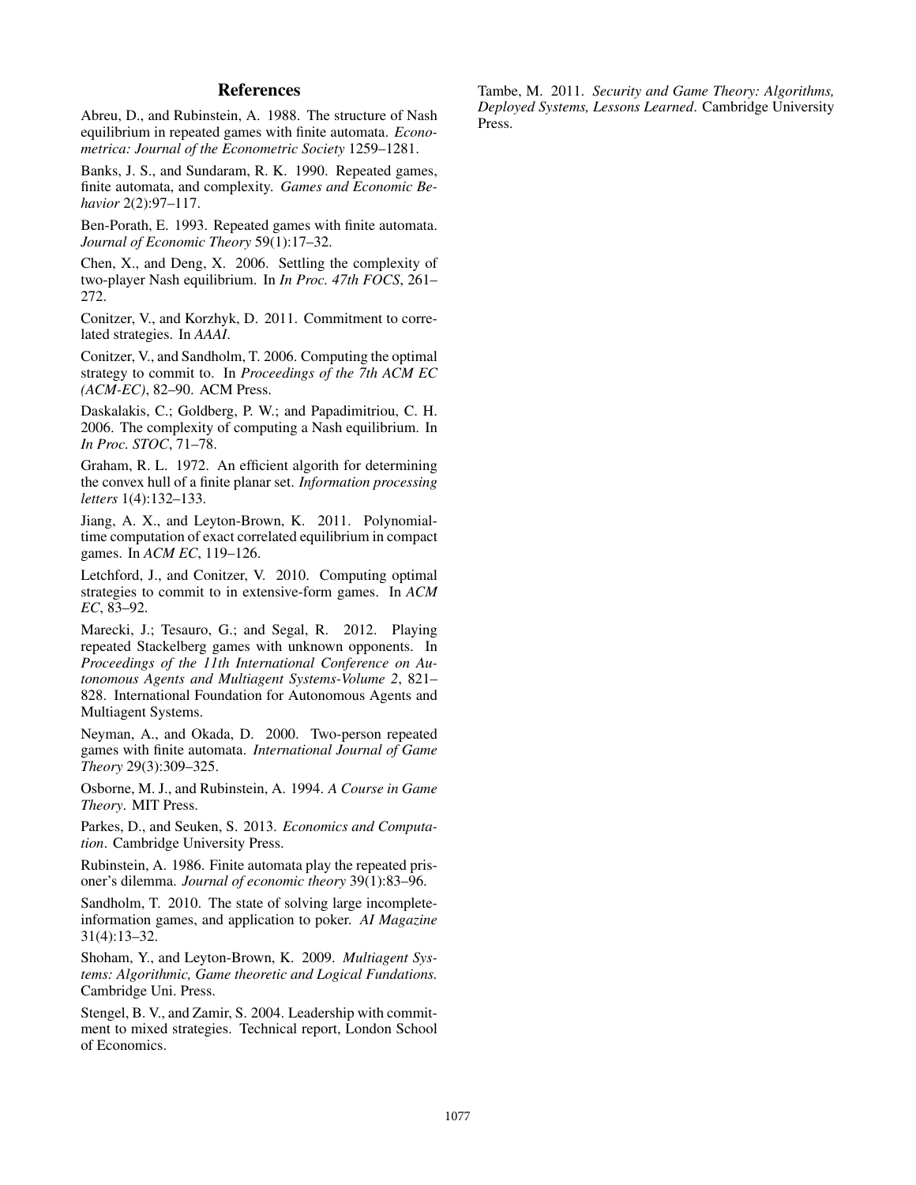## References

Abreu, D., and Rubinstein, A. 1988. The structure of Nash equilibrium in repeated games with finite automata. *Econometrica: Journal of the Econometric Society* 1259–1281.

Banks, J. S., and Sundaram, R. K. 1990. Repeated games, finite automata, and complexity. *Games and Economic Behavior* 2(2):97–117.

Ben-Porath, E. 1993. Repeated games with finite automata. *Journal of Economic Theory* 59(1):17–32.

Chen, X., and Deng, X. 2006. Settling the complexity of two-player Nash equilibrium. In *In Proc. 47th FOCS*, 261–272.

Conitzer, V., and Korzhyk, D. 2011. Commitment to correlated strategies. In *AAAI*.

Conitzer, V., and Sandholm, T. 2006. Computing the optimal strategy to commit to. In *Proceedings of the 7th ACM EC (ACM-EC)*, 82–90. ACM Press.

Daskalakis, C.; Goldberg, P. W.; and Papadimitriou, C. H. 2006. The complexity of computing a Nash equilibrium. In *In Proc. STOC*, 71–78.

Graham, R. L. 1972. An efficient algorith for determining the convex hull of a finite planar set. *Information processing letters* 1(4):132–133.

Jiang, A. X., and Leyton-Brown, K. 2011. Polynomial-time computation of exact correlated equilibrium in compact games. In *ACM EC*, 119–126.

Letchford, J., and Conitzer, V. 2010. Computing optimal strategies to commit to in extensive-form games. In *ACM EC*, 83–92.

Marecki, J.; Tesauro, G.; and Segal, R. 2012. Playing repeated Stackelberg games with unknown opponents. In *Proceedings of the 11th International Conference on Autonomous Agents and Multiagent Systems-Volume 2*, 821–828. International Foundation for Autonomous Agents and Multiagent Systems.

Neyman, A., and Okada, D. 2000. Two-person repeated games with finite automata. *International Journal of Game Theory* 29(3):309–325.

Osborne, M. J., and Rubinstein, A. 1994. *A Course in Game Theory*. MIT Press.

Parkes, D., and Seuken, S. 2013. *Economics and Computation*. Cambridge University Press.

Rubinstein, A. 1986. Finite automata play the repeated prisoner's dilemma. *Journal of economic theory* 39(1):83–96.

Sandholm, T. 2010. The state of solving large incomplete-information games, and application to poker. *AI Magazine* 31(4):13–32.

Shoham, Y., and Leyton-Brown, K. 2009. *Multiagent Systems: Algorithmic, Game theoretic and Logical Fundations.* Cambridge Uni. Press.

Stengel, B. V., and Zamir, S. 2004. Leadership with commitment to mixed strategies. Technical report, London School of Economics.

Tambe, M. 2011. *Security and Game Theory: Algorithms, Deployed Systems, Lessons Learned*. Cambridge University Press.